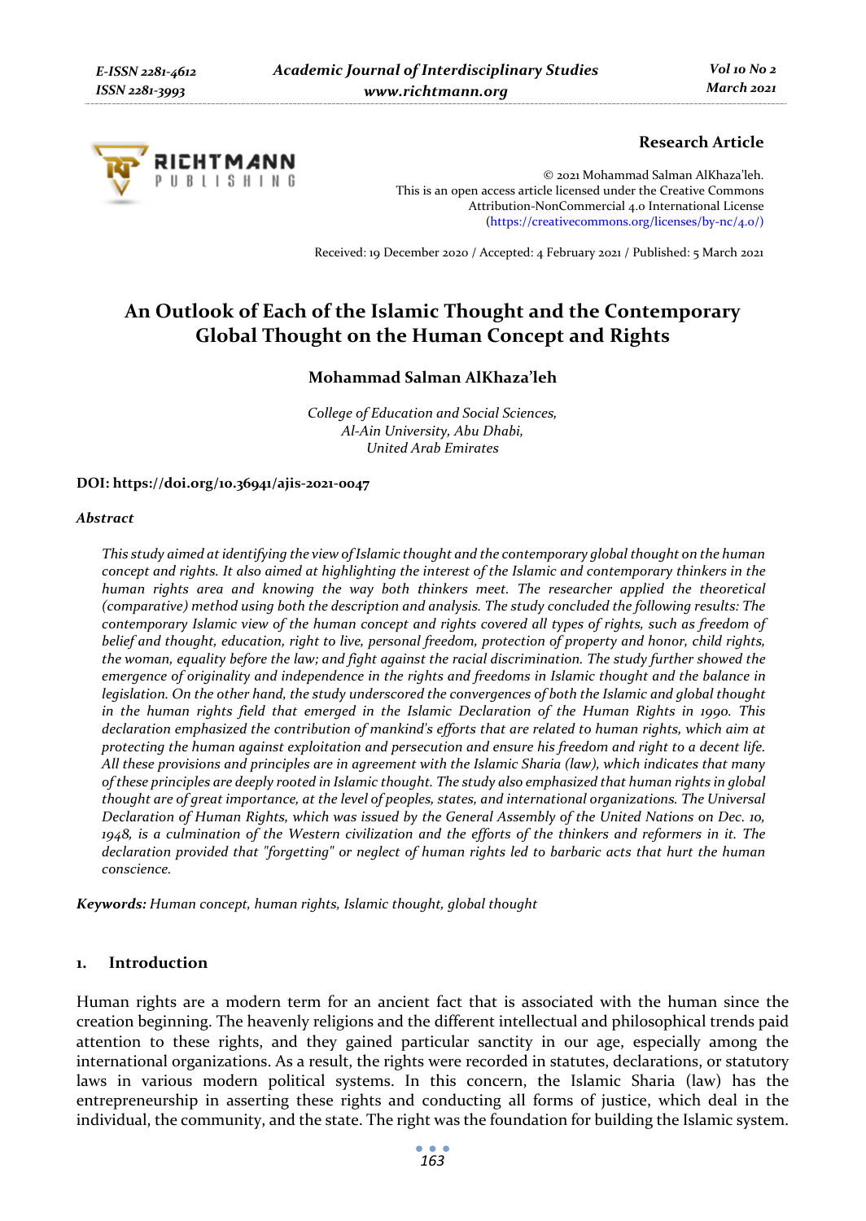**Research Article**

© 2021 Mohammad Salman AlKhaza'leh.
This is an open access article licensed under the Creative Commons Attribution-NonCommercial 4.0 International License (https://creativecommons.org/licenses/by-nc/4.0/)

Received: 19 December 2020 / Accepted: 4 February 2021 / Published: 5 March 2021

# An Outlook of Each of the Islamic Thought and the Contemporary Global Thought on the Human Concept and Rights

**Mohammad Salman AlKhaza'leh**

*College of Education and Social Sciences,*
*Al-Ain University, Abu Dhabi,*
*United Arab Emirates*

**DOI: https://doi.org/10.36941/ajis-2021-0047**

### *Abstract*

*This study aimed at identifying the view of Islamic thought and the contemporary global thought on the human concept and rights. It also aimed at highlighting the interest of the Islamic and contemporary thinkers in the human rights area and knowing the way both thinkers meet. The researcher applied the theoretical (comparative) method using both the description and analysis. The study concluded the following results: The contemporary Islamic view of the human concept and rights covered all types of rights, such as freedom of belief and thought, education, right to live, personal freedom, protection of property and honor, child rights, the woman, equality before the law; and fight against the racial discrimination. The study further showed the emergence of originality and independence in the rights and freedoms in Islamic thought and the balance in legislation. On the other hand, the study underscored the convergences of both the Islamic and global thought in the human rights field that emerged in the Islamic Declaration of the Human Rights in 1990. This declaration emphasized the contribution of mankind's efforts that are related to human rights, which aim at protecting the human against exploitation and persecution and ensure his freedom and right to a decent life. All these provisions and principles are in agreement with the Islamic Sharia (law), which indicates that many of these principles are deeply rooted in Islamic thought. The study also emphasized that human rights in global thought are of great importance, at the level of peoples, states, and international organizations. The Universal Declaration of Human Rights, which was issued by the General Assembly of the United Nations on Dec. 10, 1948, is a culmination of the Western civilization and the efforts of the thinkers and reformers in it. The declaration provided that "forgetting" or neglect of human rights led to barbaric acts that hurt the human conscience.*

**Keywords:** *Human concept, human rights, Islamic thought, global thought*

## 1. Introduction

Human rights are a modern term for an ancient fact that is associated with the human since the creation beginning. The heavenly religions and the different intellectual and philosophical trends paid attention to these rights, and they gained particular sanctity in our age, especially among the international organizations. As a result, the rights were recorded in statutes, declarations, or statutory laws in various modern political systems. In this concern, the Islamic Sharia (law) has the entrepreneurship in asserting these rights and conducting all forms of justice, which deal in the individual, the community, and the state. The right was the foundation for building the Islamic system.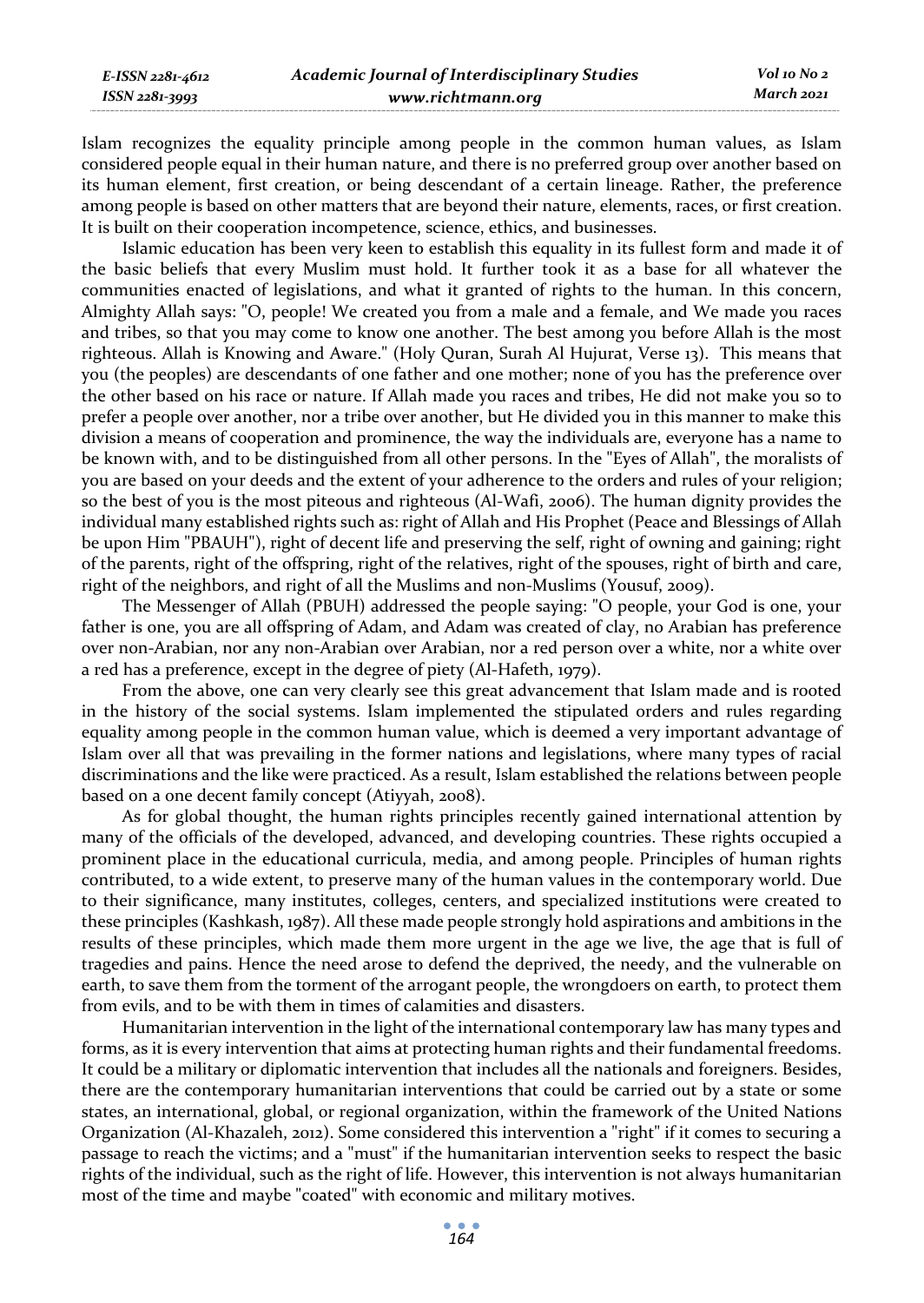Islam recognizes the equality principle among people in the common human values, as Islam considered people equal in their human nature, and there is no preferred group over another based on its human element, first creation, or being descendant of a certain lineage. Rather, the preference among people is based on other matters that are beyond their nature, elements, races, or first creation. It is built on their cooperation incompetence, science, ethics, and businesses.

Islamic education has been very keen to establish this equality in its fullest form and made it of the basic beliefs that every Muslim must hold. It further took it as a base for all whatever the communities enacted of legislations, and what it granted of rights to the human. In this concern, Almighty Allah says: "O, people! We created you from a male and a female, and We made you races and tribes, so that you may come to know one another. The best among you before Allah is the most righteous. Allah is Knowing and Aware." (Holy Quran, Surah Al Hujurat, Verse 13). This means that you (the peoples) are descendants of one father and one mother; none of you has the preference over the other based on his race or nature. If Allah made you races and tribes, He did not make you so to prefer a people over another, nor a tribe over another, but He divided you in this manner to make this division a means of cooperation and prominence, the way the individuals are, everyone has a name to be known with, and to be distinguished from all other persons. In the "Eyes of Allah", the moralists of you are based on your deeds and the extent of your adherence to the orders and rules of your religion; so the best of you is the most piteous and righteous (Al-Wafi, 2006). The human dignity provides the individual many established rights such as: right of Allah and His Prophet (Peace and Blessings of Allah be upon Him "PBAUH"), right of decent life and preserving the self, right of owning and gaining; right of the parents, right of the offspring, right of the relatives, right of the spouses, right of birth and care, right of the neighbors, and right of all the Muslims and non-Muslims (Yousuf, 2009).

The Messenger of Allah (PBUH) addressed the people saying: "O people, your God is one, your father is one, you are all offspring of Adam, and Adam was created of clay, no Arabian has preference over non-Arabian, nor any non-Arabian over Arabian, nor a red person over a white, nor a white over a red has a preference, except in the degree of piety (Al-Hafeth, 1979).

From the above, one can very clearly see this great advancement that Islam made and is rooted in the history of the social systems. Islam implemented the stipulated orders and rules regarding equality among people in the common human value, which is deemed a very important advantage of Islam over all that was prevailing in the former nations and legislations, where many types of racial discriminations and the like were practiced. As a result, Islam established the relations between people based on a one decent family concept (Atiyyah, 2008).

As for global thought, the human rights principles recently gained international attention by many of the officials of the developed, advanced, and developing countries. These rights occupied a prominent place in the educational curricula, media, and among people. Principles of human rights contributed, to a wide extent, to preserve many of the human values in the contemporary world. Due to their significance, many institutes, colleges, centers, and specialized institutions were created to these principles (Kashkash, 1987). All these made people strongly hold aspirations and ambitions in the results of these principles, which made them more urgent in the age we live, the age that is full of tragedies and pains. Hence the need arose to defend the deprived, the needy, and the vulnerable on earth, to save them from the torment of the arrogant people, the wrongdoers on earth, to protect them from evils, and to be with them in times of calamities and disasters.

Humanitarian intervention in the light of the international contemporary law has many types and forms, as it is every intervention that aims at protecting human rights and their fundamental freedoms. It could be a military or diplomatic intervention that includes all the nationals and foreigners. Besides, there are the contemporary humanitarian interventions that could be carried out by a state or some states, an international, global, or regional organization, within the framework of the United Nations Organization (Al-Khazaleh, 2012). Some considered this intervention a "right" if it comes to securing a passage to reach the victims; and a "must" if the humanitarian intervention seeks to respect the basic rights of the individual, such as the right of life. However, this intervention is not always humanitarian most of the time and maybe "coated" with economic and military motives.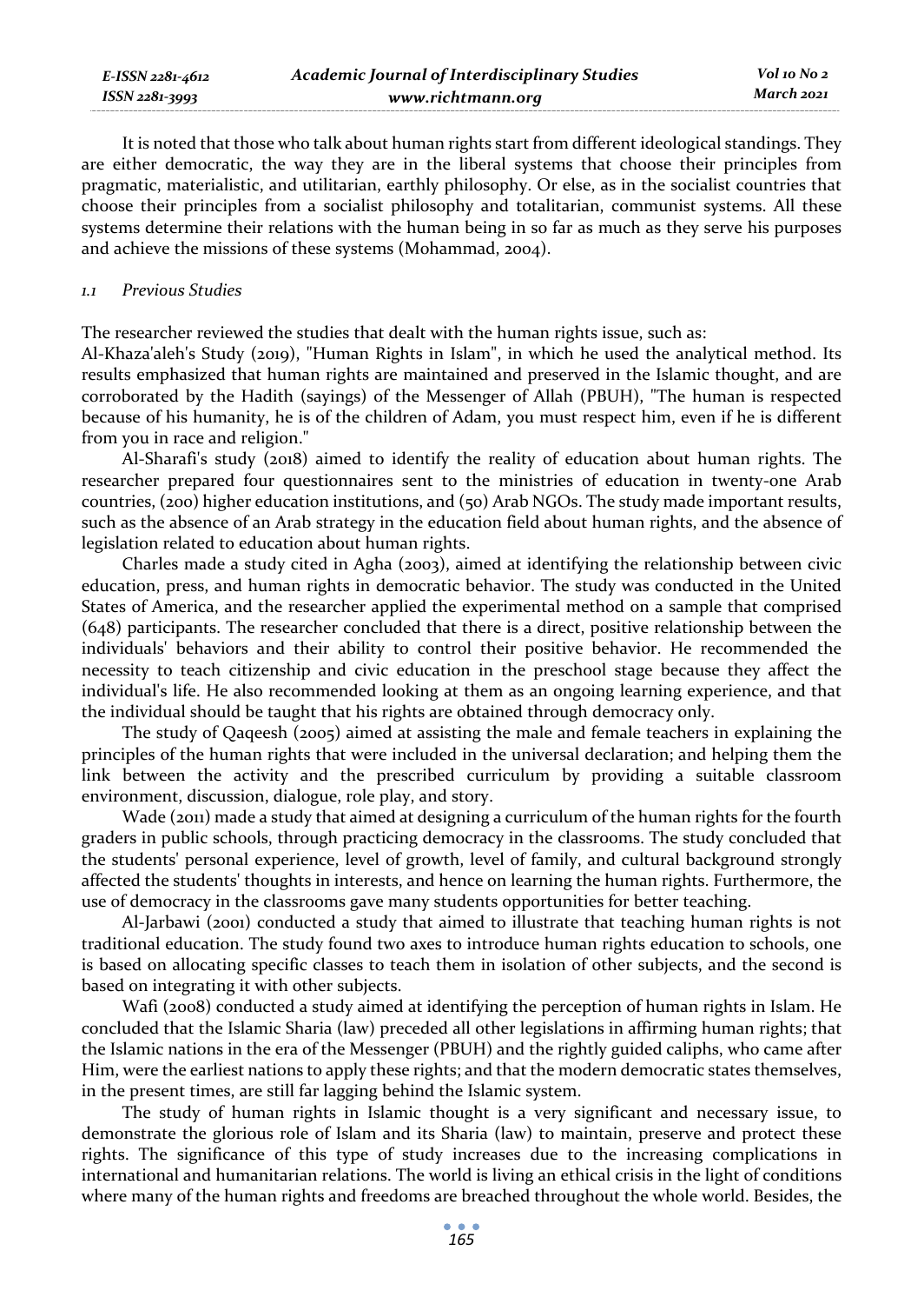It is noted that those who talk about human rights start from different ideological standings. They are either democratic, the way they are in the liberal systems that choose their principles from pragmatic, materialistic, and utilitarian, earthly philosophy. Or else, as in the socialist countries that choose their principles from a socialist philosophy and totalitarian, communist systems. All these systems determine their relations with the human being in so far as much as they serve his purposes and achieve the missions of these systems (Mohammad, 2004).

### *1.1 Previous Studies*

The researcher reviewed the studies that dealt with the human rights issue, such as:

Al-Khaza'aleh's Study (2019), "Human Rights in Islam", in which he used the analytical method. Its results emphasized that human rights are maintained and preserved in the Islamic thought, and are corroborated by the Hadith (sayings) of the Messenger of Allah (PBUH), "The human is respected because of his humanity, he is of the children of Adam, you must respect him, even if he is different from you in race and religion."

Al-Sharafi's study (2018) aimed to identify the reality of education about human rights. The researcher prepared four questionnaires sent to the ministries of education in twenty-one Arab countries, (200) higher education institutions, and (50) Arab NGOs. The study made important results, such as the absence of an Arab strategy in the education field about human rights, and the absence of legislation related to education about human rights.

Charles made a study cited in Agha (2003), aimed at identifying the relationship between civic education, press, and human rights in democratic behavior. The study was conducted in the United States of America, and the researcher applied the experimental method on a sample that comprised (648) participants. The researcher concluded that there is a direct, positive relationship between the individuals' behaviors and their ability to control their positive behavior. He recommended the necessity to teach citizenship and civic education in the preschool stage because they affect the individual's life. He also recommended looking at them as an ongoing learning experience, and that the individual should be taught that his rights are obtained through democracy only.

The study of Qaqeesh (2005) aimed at assisting the male and female teachers in explaining the principles of the human rights that were included in the universal declaration; and helping them the link between the activity and the prescribed curriculum by providing a suitable classroom environment, discussion, dialogue, role play, and story.

Wade (2011) made a study that aimed at designing a curriculum of the human rights for the fourth graders in public schools, through practicing democracy in the classrooms. The study concluded that the students' personal experience, level of growth, level of family, and cultural background strongly affected the students' thoughts in interests, and hence on learning the human rights. Furthermore, the use of democracy in the classrooms gave many students opportunities for better teaching.

Al-Jarbawi (2001) conducted a study that aimed to illustrate that teaching human rights is not traditional education. The study found two axes to introduce human rights education to schools, one is based on allocating specific classes to teach them in isolation of other subjects, and the second is based on integrating it with other subjects.

Wafi (2008) conducted a study aimed at identifying the perception of human rights in Islam. He concluded that the Islamic Sharia (law) preceded all other legislations in affirming human rights; that the Islamic nations in the era of the Messenger (PBUH) and the rightly guided caliphs, who came after Him, were the earliest nations to apply these rights; and that the modern democratic states themselves, in the present times, are still far lagging behind the Islamic system.

The study of human rights in Islamic thought is a very significant and necessary issue, to demonstrate the glorious role of Islam and its Sharia (law) to maintain, preserve and protect these rights. The significance of this type of study increases due to the increasing complications in international and humanitarian relations. The world is living an ethical crisis in the light of conditions where many of the human rights and freedoms are breached throughout the whole world. Besides, the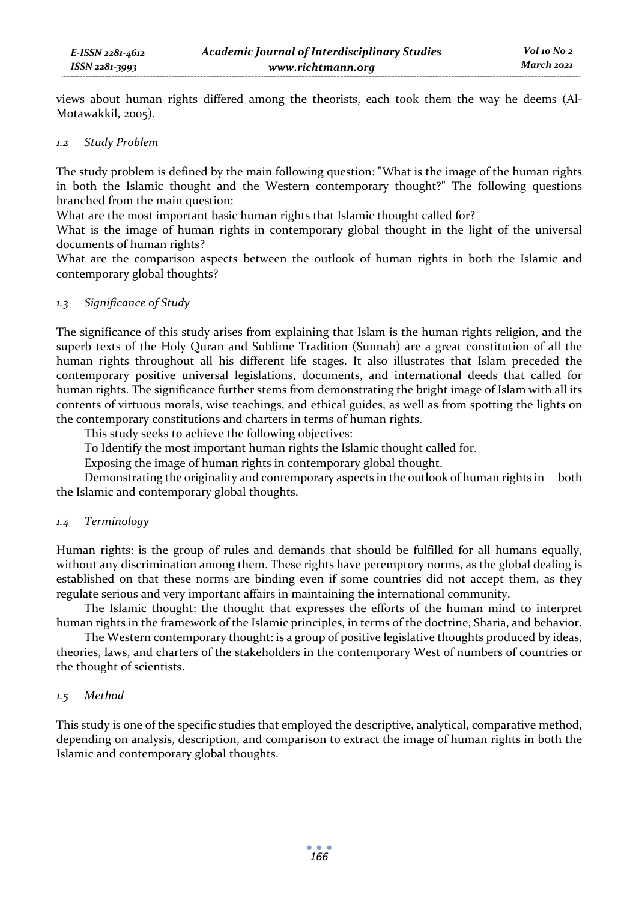views about human rights differed among the theorists, each took them the way he deems (Al-Motawakkil, 2005).

### *1.2 Study Problem*

The study problem is defined by the main following question: "What is the image of the human rights in both the Islamic thought and the Western contemporary thought?" The following questions branched from the main question:

What are the most important basic human rights that Islamic thought called for?

What is the image of human rights in contemporary global thought in the light of the universal documents of human rights?

What are the comparison aspects between the outlook of human rights in both the Islamic and contemporary global thoughts?

### *1.3 Significance of Study*

The significance of this study arises from explaining that Islam is the human rights religion, and the superb texts of the Holy Quran and Sublime Tradition (Sunnah) are a great constitution of all the human rights throughout all his different life stages. It also illustrates that Islam preceded the contemporary positive universal legislations, documents, and international deeds that called for human rights. The significance further stems from demonstrating the bright image of Islam with all its contents of virtuous morals, wise teachings, and ethical guides, as well as from spotting the lights on the contemporary constitutions and charters in terms of human rights.

This study seeks to achieve the following objectives:

To Identify the most important human rights the Islamic thought called for.

Exposing the image of human rights in contemporary global thought.

Demonstrating the originality and contemporary aspects in the outlook of human rights in both the Islamic and contemporary global thoughts.

### *1.4 Terminology*

Human rights: is the group of rules and demands that should be fulfilled for all humans equally, without any discrimination among them. These rights have peremptory norms, as the global dealing is established on that these norms are binding even if some countries did not accept them, as they regulate serious and very important affairs in maintaining the international community.

The Islamic thought: the thought that expresses the efforts of the human mind to interpret human rights in the framework of the Islamic principles, in terms of the doctrine, Sharia, and behavior.

The Western contemporary thought: is a group of positive legislative thoughts produced by ideas, theories, laws, and charters of the stakeholders in the contemporary West of numbers of countries or the thought of scientists.

### *1.5 Method*

This study is one of the specific studies that employed the descriptive, analytical, comparative method, depending on analysis, description, and comparison to extract the image of human rights in both the Islamic and contemporary global thoughts.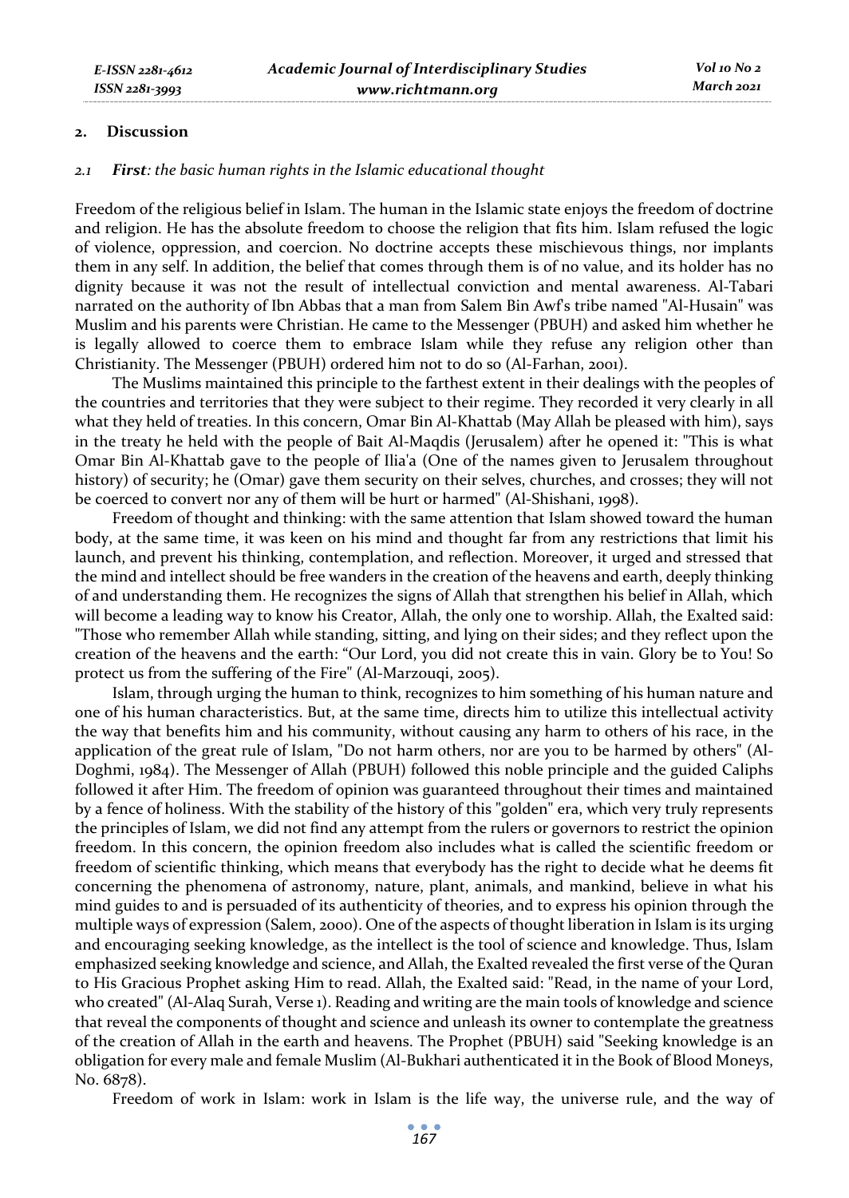## 2. Discussion

### 2.1 *First*: *the basic human rights in the Islamic educational thought*

Freedom of the religious belief in Islam. The human in the Islamic state enjoys the freedom of doctrine and religion. He has the absolute freedom to choose the religion that fits him. Islam refused the logic of violence, oppression, and coercion. No doctrine accepts these mischievous things, nor implants them in any self. In addition, the belief that comes through them is of no value, and its holder has no dignity because it was not the result of intellectual conviction and mental awareness. Al-Tabari narrated on the authority of Ibn Abbas that a man from Salem Bin Awf's tribe named "Al-Husain" was Muslim and his parents were Christian. He came to the Messenger (PBUH) and asked him whether he is legally allowed to coerce them to embrace Islam while they refuse any religion other than Christianity. The Messenger (PBUH) ordered him not to do so (Al-Farhan, 2001).

The Muslims maintained this principle to the farthest extent in their dealings with the peoples of the countries and territories that they were subject to their regime. They recorded it very clearly in all what they held of treaties. In this concern, Omar Bin Al-Khattab (May Allah be pleased with him), says in the treaty he held with the people of Bait Al-Maqdis (Jerusalem) after he opened it: "This is what Omar Bin Al-Khattab gave to the people of Ilia'a (One of the names given to Jerusalem throughout history) of security; he (Omar) gave them security on their selves, churches, and crosses; they will not be coerced to convert nor any of them will be hurt or harmed" (Al-Shishani, 1998).

Freedom of thought and thinking: with the same attention that Islam showed toward the human body, at the same time, it was keen on his mind and thought far from any restrictions that limit his launch, and prevent his thinking, contemplation, and reflection. Moreover, it urged and stressed that the mind and intellect should be free wanders in the creation of the heavens and earth, deeply thinking of and understanding them. He recognizes the signs of Allah that strengthen his belief in Allah, which will become a leading way to know his Creator, Allah, the only one to worship. Allah, the Exalted said: "Those who remember Allah while standing, sitting, and lying on their sides; and they reflect upon the creation of the heavens and the earth: "Our Lord, you did not create this in vain. Glory be to You! So protect us from the suffering of the Fire" (Al-Marzouqi, 2005).

Islam, through urging the human to think, recognizes to him something of his human nature and one of his human characteristics. But, at the same time, directs him to utilize this intellectual activity the way that benefits him and his community, without causing any harm to others of his race, in the application of the great rule of Islam, "Do not harm others, nor are you to be harmed by others" (Al-Doghmi, 1984). The Messenger of Allah (PBUH) followed this noble principle and the guided Caliphs followed it after Him. The freedom of opinion was guaranteed throughout their times and maintained by a fence of holiness. With the stability of the history of this "golden" era, which very truly represents the principles of Islam, we did not find any attempt from the rulers or governors to restrict the opinion freedom. In this concern, the opinion freedom also includes what is called the scientific freedom or freedom of scientific thinking, which means that everybody has the right to decide what he deems fit concerning the phenomena of astronomy, nature, plant, animals, and mankind, believe in what his mind guides to and is persuaded of its authenticity of theories, and to express his opinion through the multiple ways of expression (Salem, 2000). One of the aspects of thought liberation in Islam is its urging and encouraging seeking knowledge, as the intellect is the tool of science and knowledge. Thus, Islam emphasized seeking knowledge and science, and Allah, the Exalted revealed the first verse of the Quran to His Gracious Prophet asking Him to read. Allah, the Exalted said: "Read, in the name of your Lord, who created" (Al-Alaq Surah, Verse 1). Reading and writing are the main tools of knowledge and science that reveal the components of thought and science and unleash its owner to contemplate the greatness of the creation of Allah in the earth and heavens. The Prophet (PBUH) said "Seeking knowledge is an obligation for every male and female Muslim (Al-Bukhari authenticated it in the Book of Blood Moneys, No. 6878).

Freedom of work in Islam: work in Islam is the life way, the universe rule, and the way of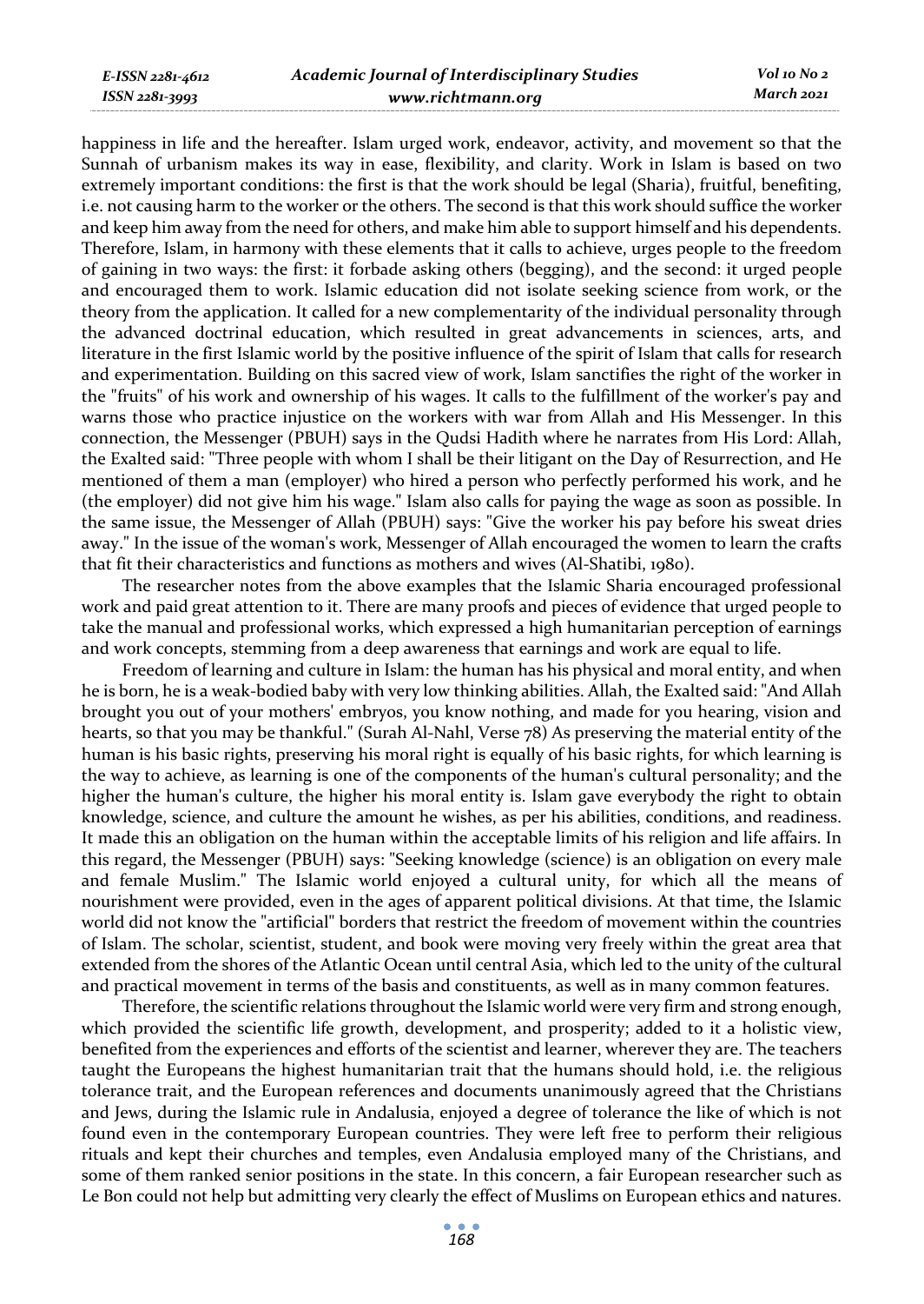happiness in life and the hereafter. Islam urged work, endeavor, activity, and movement so that the Sunnah of urbanism makes its way in ease, flexibility, and clarity. Work in Islam is based on two extremely important conditions: the first is that the work should be legal (Sharia), fruitful, benefiting, i.e. not causing harm to the worker or the others. The second is that this work should suffice the worker and keep him away from the need for others, and make him able to support himself and his dependents. Therefore, Islam, in harmony with these elements that it calls to achieve, urges people to the freedom of gaining in two ways: the first: it forbade asking others (begging), and the second: it urged people and encouraged them to work. Islamic education did not isolate seeking science from work, or the theory from the application. It called for a new complementarity of the individual personality through the advanced doctrinal education, which resulted in great advancements in sciences, arts, and literature in the first Islamic world by the positive influence of the spirit of Islam that calls for research and experimentation. Building on this sacred view of work, Islam sanctifies the right of the worker in the "fruits" of his work and ownership of his wages. It calls to the fulfillment of the worker's pay and warns those who practice injustice on the workers with war from Allah and His Messenger. In this connection, the Messenger (PBUH) says in the Qudsi Hadith where he narrates from His Lord: Allah, the Exalted said: "Three people with whom I shall be their litigant on the Day of Resurrection, and He mentioned of them a man (employer) who hired a person who perfectly performed his work, and he (the employer) did not give him his wage." Islam also calls for paying the wage as soon as possible. In the same issue, the Messenger of Allah (PBUH) says: "Give the worker his pay before his sweat dries away." In the issue of the woman's work, Messenger of Allah encouraged the women to learn the crafts that fit their characteristics and functions as mothers and wives (Al-Shatibi, 1980).

The researcher notes from the above examples that the Islamic Sharia encouraged professional work and paid great attention to it. There are many proofs and pieces of evidence that urged people to take the manual and professional works, which expressed a high humanitarian perception of earnings and work concepts, stemming from a deep awareness that earnings and work are equal to life.

Freedom of learning and culture in Islam: the human has his physical and moral entity, and when he is born, he is a weak-bodied baby with very low thinking abilities. Allah, the Exalted said: "And Allah brought you out of your mothers' embryos, you know nothing, and made for you hearing, vision and hearts, so that you may be thankful." (Surah Al-Nahl, Verse 78) As preserving the material entity of the human is his basic rights, preserving his moral right is equally of his basic rights, for which learning is the way to achieve, as learning is one of the components of the human's cultural personality; and the higher the human's culture, the higher his moral entity is. Islam gave everybody the right to obtain knowledge, science, and culture the amount he wishes, as per his abilities, conditions, and readiness. It made this an obligation on the human within the acceptable limits of his religion and life affairs. In this regard, the Messenger (PBUH) says: "Seeking knowledge (science) is an obligation on every male and female Muslim." The Islamic world enjoyed a cultural unity, for which all the means of nourishment were provided, even in the ages of apparent political divisions. At that time, the Islamic world did not know the "artificial" borders that restrict the freedom of movement within the countries of Islam. The scholar, scientist, student, and book were moving very freely within the great area that extended from the shores of the Atlantic Ocean until central Asia, which led to the unity of the cultural and practical movement in terms of the basis and constituents, as well as in many common features.

Therefore, the scientific relations throughout the Islamic world were very firm and strong enough, which provided the scientific life growth, development, and prosperity; added to it a holistic view, benefited from the experiences and efforts of the scientist and learner, wherever they are. The teachers taught the Europeans the highest humanitarian trait that the humans should hold, i.e. the religious tolerance trait, and the European references and documents unanimously agreed that the Christians and Jews, during the Islamic rule in Andalusia, enjoyed a degree of tolerance the like of which is not found even in the contemporary European countries. They were left free to perform their religious rituals and kept their churches and temples, even Andalusia employed many of the Christians, and some of them ranked senior positions in the state. In this concern, a fair European researcher such as Le Bon could not help but admitting very clearly the effect of Muslims on European ethics and natures.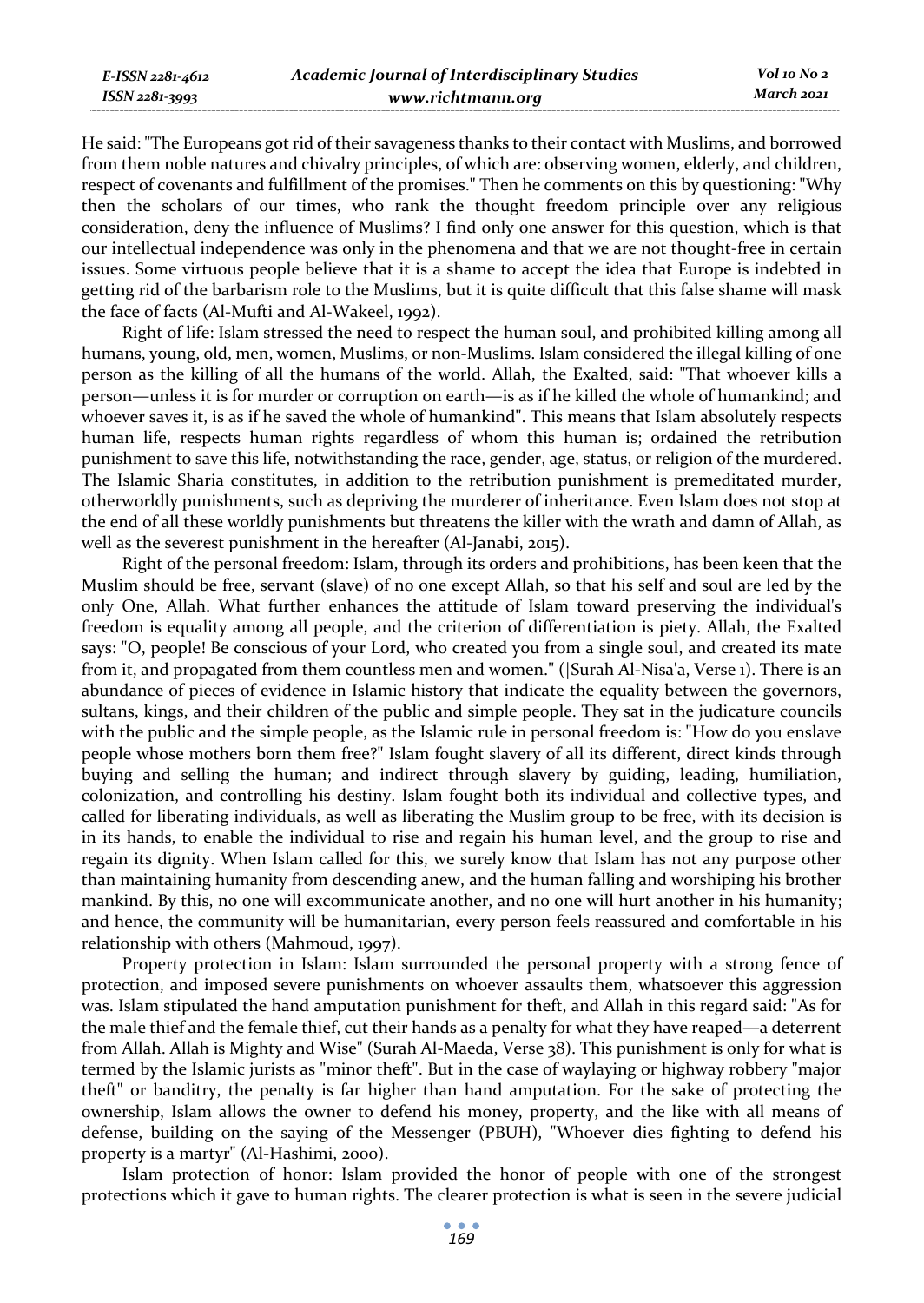He said: "The Europeans got rid of their savageness thanks to their contact with Muslims, and borrowed from them noble natures and chivalry principles, of which are: observing women, elderly, and children, respect of covenants and fulfillment of the promises." Then he comments on this by questioning: "Why then the scholars of our times, who rank the thought freedom principle over any religious consideration, deny the influence of Muslims? I find only one answer for this question, which is that our intellectual independence was only in the phenomena and that we are not thought-free in certain issues. Some virtuous people believe that it is a shame to accept the idea that Europe is indebted in getting rid of the barbarism role to the Muslims, but it is quite difficult that this false shame will mask the face of facts (Al-Mufti and Al-Wakeel, 1992).

Right of life: Islam stressed the need to respect the human soul, and prohibited killing among all humans, young, old, men, women, Muslims, or non-Muslims. Islam considered the illegal killing of one person as the killing of all the humans of the world. Allah, the Exalted, said: "That whoever kills a person—unless it is for murder or corruption on earth—is as if he killed the whole of humankind; and whoever saves it, is as if he saved the whole of humankind". This means that Islam absolutely respects human life, respects human rights regardless of whom this human is; ordained the retribution punishment to save this life, notwithstanding the race, gender, age, status, or religion of the murdered. The Islamic Sharia constitutes, in addition to the retribution punishment is premeditated murder, otherworldly punishments, such as depriving the murderer of inheritance. Even Islam does not stop at the end of all these worldly punishments but threatens the killer with the wrath and damn of Allah, as well as the severest punishment in the hereafter (Al-Janabi, 2015).

Right of the personal freedom: Islam, through its orders and prohibitions, has been keen that the Muslim should be free, servant (slave) of no one except Allah, so that his self and soul are led by the only One, Allah. What further enhances the attitude of Islam toward preserving the individual's freedom is equality among all people, and the criterion of differentiation is piety. Allah, the Exalted says: "O, people! Be conscious of your Lord, who created you from a single soul, and created its mate from it, and propagated from them countless men and women." (|Surah Al-Nisa'a, Verse 1). There is an abundance of pieces of evidence in Islamic history that indicate the equality between the governors, sultans, kings, and their children of the public and simple people. They sat in the judicature councils with the public and the simple people, as the Islamic rule in personal freedom is: "How do you enslave people whose mothers born them free?" Islam fought slavery of all its different, direct kinds through buying and selling the human; and indirect through slavery by guiding, leading, humiliation, colonization, and controlling his destiny. Islam fought both its individual and collective types, and called for liberating individuals, as well as liberating the Muslim group to be free, with its decision is in its hands, to enable the individual to rise and regain his human level, and the group to rise and regain its dignity. When Islam called for this, we surely know that Islam has not any purpose other than maintaining humanity from descending anew, and the human falling and worshiping his brother mankind. By this, no one will excommunicate another, and no one will hurt another in his humanity; and hence, the community will be humanitarian, every person feels reassured and comfortable in his relationship with others (Mahmoud, 1997).

Property protection in Islam: Islam surrounded the personal property with a strong fence of protection, and imposed severe punishments on whoever assaults them, whatsoever this aggression was. Islam stipulated the hand amputation punishment for theft, and Allah in this regard said: "As for the male thief and the female thief, cut their hands as a penalty for what they have reaped—a deterrent from Allah. Allah is Mighty and Wise" (Surah Al-Maeda, Verse 38). This punishment is only for what is termed by the Islamic jurists as "minor theft". But in the case of waylaying or highway robbery "major theft" or banditry, the penalty is far higher than hand amputation. For the sake of protecting the ownership, Islam allows the owner to defend his money, property, and the like with all means of defense, building on the saying of the Messenger (PBUH), "Whoever dies fighting to defend his property is a martyr" (Al-Hashimi, 2000).

Islam protection of honor: Islam provided the honor of people with one of the strongest protections which it gave to human rights. The clearer protection is what is seen in the severe judicial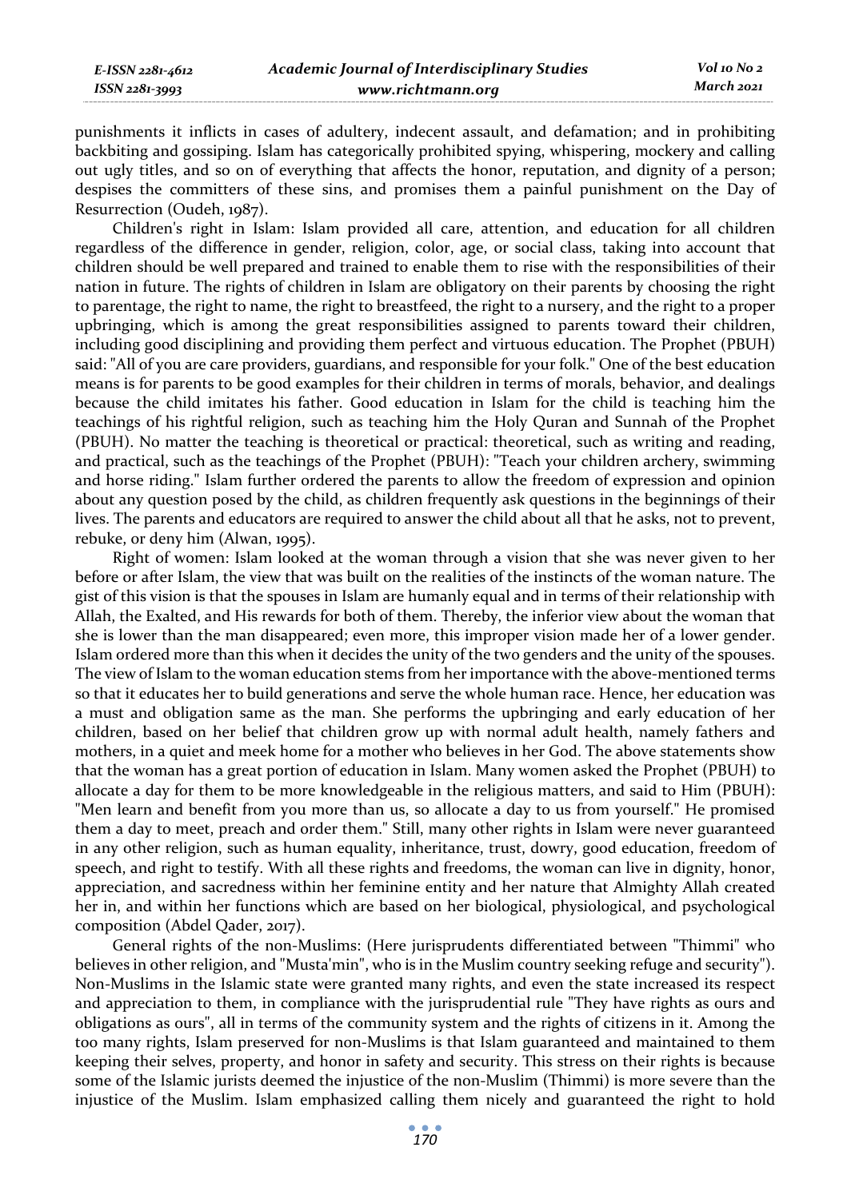punishments it inflicts in cases of adultery, indecent assault, and defamation; and in prohibiting backbiting and gossiping. Islam has categorically prohibited spying, whispering, mockery and calling out ugly titles, and so on of everything that affects the honor, reputation, and dignity of a person; despises the committers of these sins, and promises them a painful punishment on the Day of Resurrection (Oudeh, 1987).

Children's right in Islam: Islam provided all care, attention, and education for all children regardless of the difference in gender, religion, color, age, or social class, taking into account that children should be well prepared and trained to enable them to rise with the responsibilities of their nation in future. The rights of children in Islam are obligatory on their parents by choosing the right to parentage, the right to name, the right to breastfeed, the right to a nursery, and the right to a proper upbringing, which is among the great responsibilities assigned to parents toward their children, including good disciplining and providing them perfect and virtuous education. The Prophet (PBUH) said: "All of you are care providers, guardians, and responsible for your folk." One of the best education means is for parents to be good examples for their children in terms of morals, behavior, and dealings because the child imitates his father. Good education in Islam for the child is teaching him the teachings of his rightful religion, such as teaching him the Holy Quran and Sunnah of the Prophet (PBUH). No matter the teaching is theoretical or practical: theoretical, such as writing and reading, and practical, such as the teachings of the Prophet (PBUH): "Teach your children archery, swimming and horse riding." Islam further ordered the parents to allow the freedom of expression and opinion about any question posed by the child, as children frequently ask questions in the beginnings of their lives. The parents and educators are required to answer the child about all that he asks, not to prevent, rebuke, or deny him (Alwan, 1995).

Right of women: Islam looked at the woman through a vision that she was never given to her before or after Islam, the view that was built on the realities of the instincts of the woman nature. The gist of this vision is that the spouses in Islam are humanly equal and in terms of their relationship with Allah, the Exalted, and His rewards for both of them. Thereby, the inferior view about the woman that she is lower than the man disappeared; even more, this improper vision made her of a lower gender. Islam ordered more than this when it decides the unity of the two genders and the unity of the spouses. The view of Islam to the woman education stems from her importance with the above-mentioned terms so that it educates her to build generations and serve the whole human race. Hence, her education was a must and obligation same as the man. She performs the upbringing and early education of her children, based on her belief that children grow up with normal adult health, namely fathers and mothers, in a quiet and meek home for a mother who believes in her God. The above statements show that the woman has a great portion of education in Islam. Many women asked the Prophet (PBUH) to allocate a day for them to be more knowledgeable in the religious matters, and said to Him (PBUH): "Men learn and benefit from you more than us, so allocate a day to us from yourself." He promised them a day to meet, preach and order them." Still, many other rights in Islam were never guaranteed in any other religion, such as human equality, inheritance, trust, dowry, good education, freedom of speech, and right to testify. With all these rights and freedoms, the woman can live in dignity, honor, appreciation, and sacredness within her feminine entity and her nature that Almighty Allah created her in, and within her functions which are based on her biological, physiological, and psychological composition (Abdel Qader, 2017).

General rights of the non-Muslims: (Here jurisprudents differentiated between "Thimmi" who believes in other religion, and "Musta'min", who is in the Muslim country seeking refuge and security"). Non-Muslims in the Islamic state were granted many rights, and even the state increased its respect and appreciation to them, in compliance with the jurisprudential rule "They have rights as ours and obligations as ours", all in terms of the community system and the rights of citizens in it. Among the too many rights, Islam preserved for non-Muslims is that Islam guaranteed and maintained to them keeping their selves, property, and honor in safety and security. This stress on their rights is because some of the Islamic jurists deemed the injustice of the non-Muslim (Thimmi) is more severe than the injustice of the Muslim. Islam emphasized calling them nicely and guaranteed the right to hold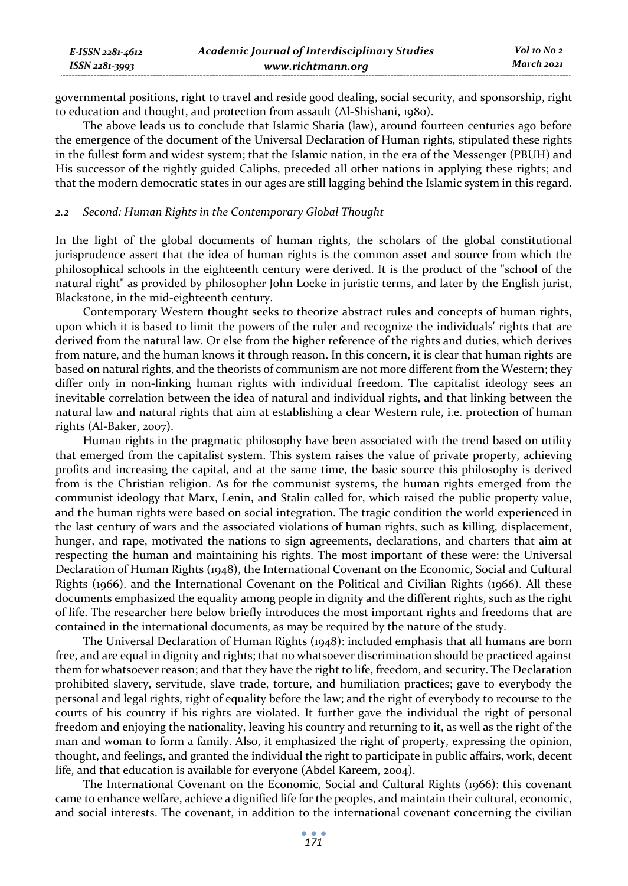governmental positions, right to travel and reside good dealing, social security, and sponsorship, right to education and thought, and protection from assault (Al-Shishani, 1980).

The above leads us to conclude that Islamic Sharia (law), around fourteen centuries ago before the emergence of the document of the Universal Declaration of Human rights, stipulated these rights in the fullest form and widest system; that the Islamic nation, in the era of the Messenger (PBUH) and His successor of the rightly guided Caliphs, preceded all other nations in applying these rights; and that the modern democratic states in our ages are still lagging behind the Islamic system in this regard.

### *2.2 Second: Human Rights in the Contemporary Global Thought*

In the light of the global documents of human rights, the scholars of the global constitutional jurisprudence assert that the idea of human rights is the common asset and source from which the philosophical schools in the eighteenth century were derived. It is the product of the "school of the natural right" as provided by philosopher John Locke in juristic terms, and later by the English jurist, Blackstone, in the mid-eighteenth century.

Contemporary Western thought seeks to theorize abstract rules and concepts of human rights, upon which it is based to limit the powers of the ruler and recognize the individuals' rights that are derived from the natural law. Or else from the higher reference of the rights and duties, which derives from nature, and the human knows it through reason. In this concern, it is clear that human rights are based on natural rights, and the theorists of communism are not more different from the Western; they differ only in non-linking human rights with individual freedom. The capitalist ideology sees an inevitable correlation between the idea of natural and individual rights, and that linking between the natural law and natural rights that aim at establishing a clear Western rule, i.e. protection of human rights (Al-Baker, 2007).

Human rights in the pragmatic philosophy have been associated with the trend based on utility that emerged from the capitalist system. This system raises the value of private property, achieving profits and increasing the capital, and at the same time, the basic source this philosophy is derived from is the Christian religion. As for the communist systems, the human rights emerged from the communist ideology that Marx, Lenin, and Stalin called for, which raised the public property value, and the human rights were based on social integration. The tragic condition the world experienced in the last century of wars and the associated violations of human rights, such as killing, displacement, hunger, and rape, motivated the nations to sign agreements, declarations, and charters that aim at respecting the human and maintaining his rights. The most important of these were: the Universal Declaration of Human Rights (1948), the International Covenant on the Economic, Social and Cultural Rights (1966), and the International Covenant on the Political and Civilian Rights (1966). All these documents emphasized the equality among people in dignity and the different rights, such as the right of life. The researcher here below briefly introduces the most important rights and freedoms that are contained in the international documents, as may be required by the nature of the study.

The Universal Declaration of Human Rights (1948): included emphasis that all humans are born free, and are equal in dignity and rights; that no whatsoever discrimination should be practiced against them for whatsoever reason; and that they have the right to life, freedom, and security. The Declaration prohibited slavery, servitude, slave trade, torture, and humiliation practices; gave to everybody the personal and legal rights, right of equality before the law; and the right of everybody to recourse to the courts of his country if his rights are violated. It further gave the individual the right of personal freedom and enjoying the nationality, leaving his country and returning to it, as well as the right of the man and woman to form a family. Also, it emphasized the right of property, expressing the opinion, thought, and feelings, and granted the individual the right to participate in public affairs, work, decent life, and that education is available for everyone (Abdel Kareem, 2004).

The International Covenant on the Economic, Social and Cultural Rights (1966): this covenant came to enhance welfare, achieve a dignified life for the peoples, and maintain their cultural, economic, and social interests. The covenant, in addition to the international covenant concerning the civilian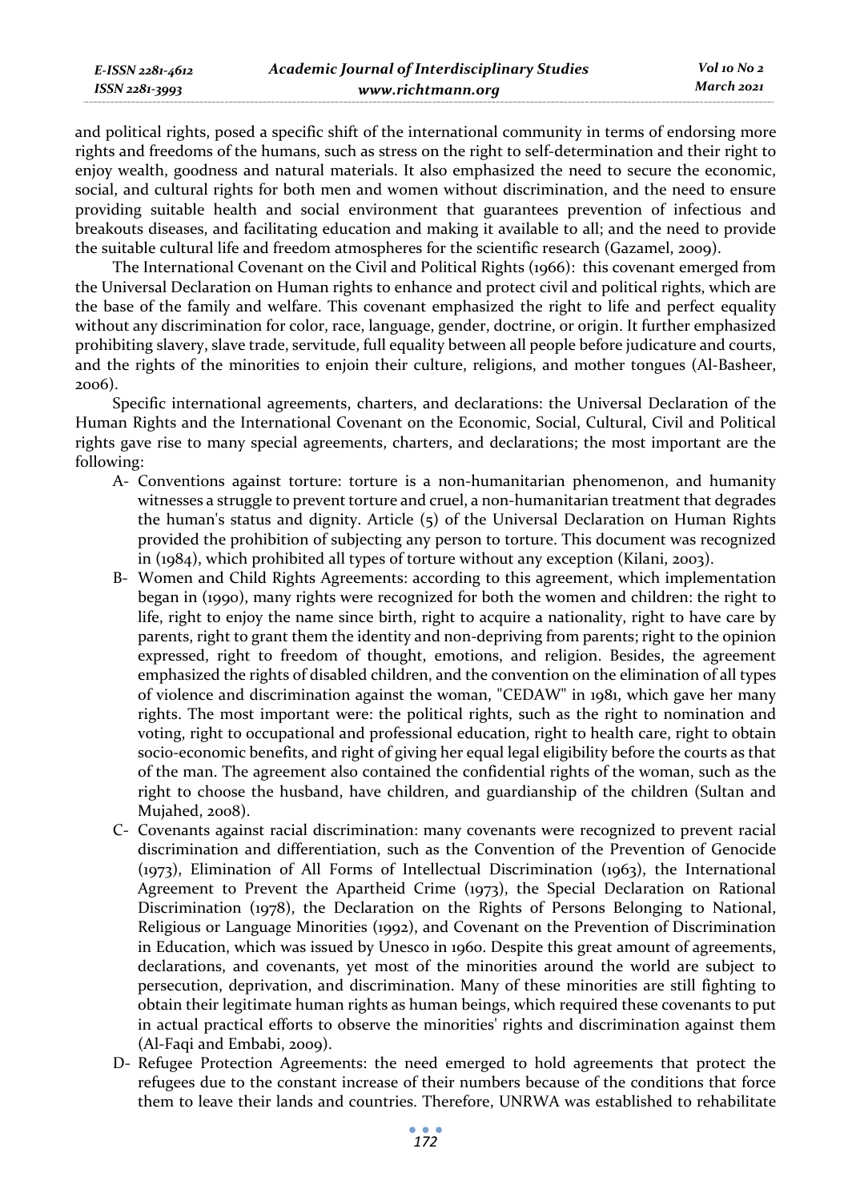and political rights, posed a specific shift of the international community in terms of endorsing more rights and freedoms of the humans, such as stress on the right to self-determination and their right to enjoy wealth, goodness and natural materials. It also emphasized the need to secure the economic, social, and cultural rights for both men and women without discrimination, and the need to ensure providing suitable health and social environment that guarantees prevention of infectious and breakouts diseases, and facilitating education and making it available to all; and the need to provide the suitable cultural life and freedom atmospheres for the scientific research (Gazamel, 2009).

The International Covenant on the Civil and Political Rights (1966): this covenant emerged from the Universal Declaration on Human rights to enhance and protect civil and political rights, which are the base of the family and welfare. This covenant emphasized the right to life and perfect equality without any discrimination for color, race, language, gender, doctrine, or origin. It further emphasized prohibiting slavery, slave trade, servitude, full equality between all people before judicature and courts, and the rights of the minorities to enjoin their culture, religions, and mother tongues (Al-Basheer, 2006).

Specific international agreements, charters, and declarations: the Universal Declaration of the Human Rights and the International Covenant on the Economic, Social, Cultural, Civil and Political rights gave rise to many special agreements, charters, and declarations; the most important are the following:

A- Conventions against torture: torture is a non-humanitarian phenomenon, and humanity witnesses a struggle to prevent torture and cruel, a non-humanitarian treatment that degrades the human's status and dignity. Article (5) of the Universal Declaration on Human Rights provided the prohibition of subjecting any person to torture. This document was recognized in (1984), which prohibited all types of torture without any exception (Kilani, 2003).

B- Women and Child Rights Agreements: according to this agreement, which implementation began in (1990), many rights were recognized for both the women and children: the right to life, right to enjoy the name since birth, right to acquire a nationality, right to have care by parents, right to grant them the identity and non-depriving from parents; right to the opinion expressed, right to freedom of thought, emotions, and religion. Besides, the agreement emphasized the rights of disabled children, and the convention on the elimination of all types of violence and discrimination against the woman, "CEDAW" in 1981, which gave her many rights. The most important were: the political rights, such as the right to nomination and voting, right to occupational and professional education, right to health care, right to obtain socio-economic benefits, and right of giving her equal legal eligibility before the courts as that of the man. The agreement also contained the confidential rights of the woman, such as the right to choose the husband, have children, and guardianship of the children (Sultan and Mujahed, 2008).

C- Covenants against racial discrimination: many covenants were recognized to prevent racial discrimination and differentiation, such as the Convention of the Prevention of Genocide (1973), Elimination of All Forms of Intellectual Discrimination (1963), the International Agreement to Prevent the Apartheid Crime (1973), the Special Declaration on Rational Discrimination (1978), the Declaration on the Rights of Persons Belonging to National, Religious or Language Minorities (1992), and Covenant on the Prevention of Discrimination in Education, which was issued by Unesco in 1960. Despite this great amount of agreements, declarations, and covenants, yet most of the minorities around the world are subject to persecution, deprivation, and discrimination. Many of these minorities are still fighting to obtain their legitimate human rights as human beings, which required these covenants to put in actual practical efforts to observe the minorities' rights and discrimination against them (Al-Faqi and Embabi, 2009).

D- Refugee Protection Agreements: the need emerged to hold agreements that protect the refugees due to the constant increase of their numbers because of the conditions that force them to leave their lands and countries. Therefore, UNRWA was established to rehabilitate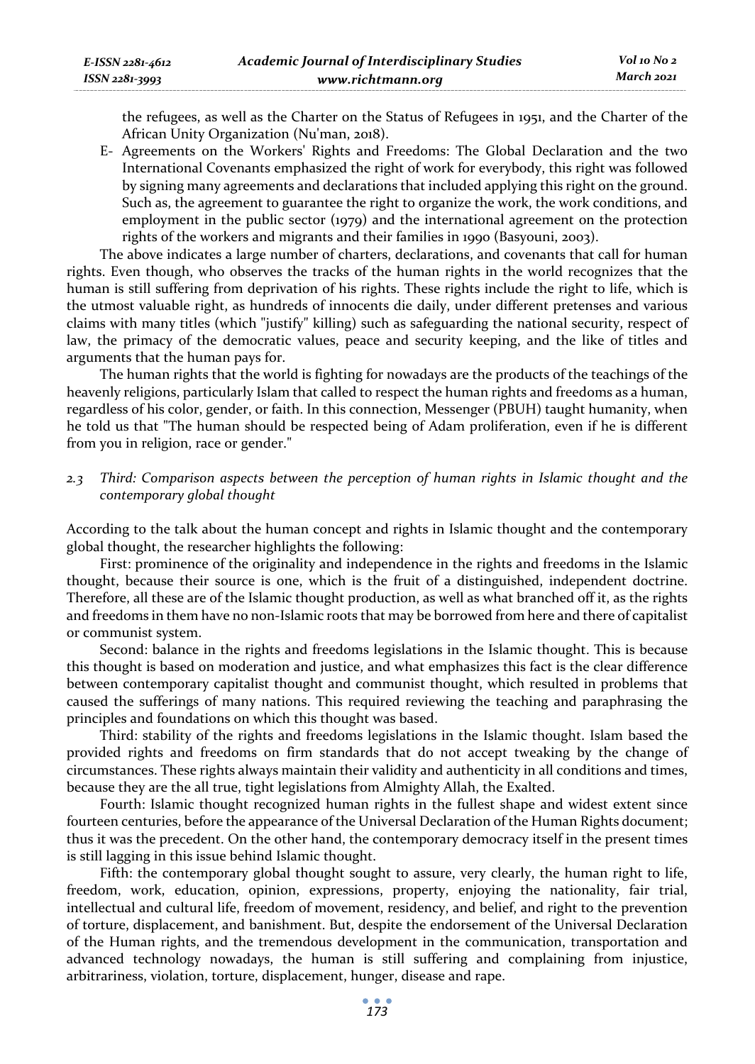the refugees, as well as the Charter on the Status of Refugees in 1951, and the Charter of the African Unity Organization (Nu'man, 2018).

E- Agreements on the Workers' Rights and Freedoms: The Global Declaration and the two International Covenants emphasized the right of work for everybody, this right was followed by signing many agreements and declarations that included applying this right on the ground. Such as, the agreement to guarantee the right to organize the work, the work conditions, and employment in the public sector (1979) and the international agreement on the protection rights of the workers and migrants and their families in 1990 (Basyouni, 2003).

The above indicates a large number of charters, declarations, and covenants that call for human rights. Even though, who observes the tracks of the human rights in the world recognizes that the human is still suffering from deprivation of his rights. These rights include the right to life, which is the utmost valuable right, as hundreds of innocents die daily, under different pretenses and various claims with many titles (which "justify" killing) such as safeguarding the national security, respect of law, the primacy of the democratic values, peace and security keeping, and the like of titles and arguments that the human pays for.

The human rights that the world is fighting for nowadays are the products of the teachings of the heavenly religions, particularly Islam that called to respect the human rights and freedoms as a human, regardless of his color, gender, or faith. In this connection, Messenger (PBUH) taught humanity, when he told us that "The human should be respected being of Adam proliferation, even if he is different from you in religion, race or gender."

### *2.3 Third: Comparison aspects between the perception of human rights in Islamic thought and the contemporary global thought*

According to the talk about the human concept and rights in Islamic thought and the contemporary global thought, the researcher highlights the following:

First: prominence of the originality and independence in the rights and freedoms in the Islamic thought, because their source is one, which is the fruit of a distinguished, independent doctrine. Therefore, all these are of the Islamic thought production, as well as what branched off it, as the rights and freedoms in them have no non-Islamic roots that may be borrowed from here and there of capitalist or communist system.

Second: balance in the rights and freedoms legislations in the Islamic thought. This is because this thought is based on moderation and justice, and what emphasizes this fact is the clear difference between contemporary capitalist thought and communist thought, which resulted in problems that caused the sufferings of many nations. This required reviewing the teaching and paraphrasing the principles and foundations on which this thought was based.

Third: stability of the rights and freedoms legislations in the Islamic thought. Islam based the provided rights and freedoms on firm standards that do not accept tweaking by the change of circumstances. These rights always maintain their validity and authenticity in all conditions and times, because they are the all true, tight legislations from Almighty Allah, the Exalted.

Fourth: Islamic thought recognized human rights in the fullest shape and widest extent since fourteen centuries, before the appearance of the Universal Declaration of the Human Rights document; thus it was the precedent. On the other hand, the contemporary democracy itself in the present times is still lagging in this issue behind Islamic thought.

Fifth: the contemporary global thought sought to assure, very clearly, the human right to life, freedom, work, education, opinion, expressions, property, enjoying the nationality, fair trial, intellectual and cultural life, freedom of movement, residency, and belief, and right to the prevention of torture, displacement, and banishment. But, despite the endorsement of the Universal Declaration of the Human rights, and the tremendous development in the communication, transportation and advanced technology nowadays, the human is still suffering and complaining from injustice, arbitrariness, violation, torture, displacement, hunger, disease and rape.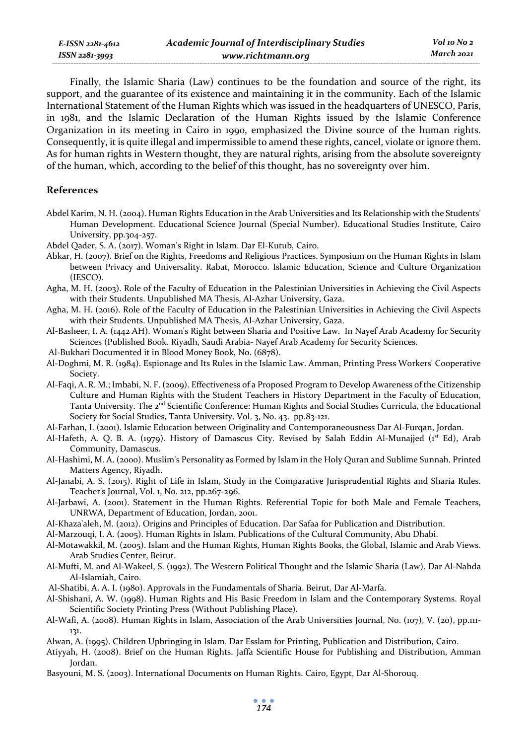Finally, the Islamic Sharia (Law) continues to be the foundation and source of the right, its support, and the guarantee of its existence and maintaining it in the community. Each of the Islamic International Statement of the Human Rights which was issued in the headquarters of UNESCO, Paris, in 1981, and the Islamic Declaration of the Human Rights issued by the Islamic Conference Organization in its meeting in Cairo in 1990, emphasized the Divine source of the human rights. Consequently, it is quite illegal and impermissible to amend these rights, cancel, violate or ignore them. As for human rights in Western thought, they are natural rights, arising from the absolute sovereignty of the human, which, according to the belief of this thought, has no sovereignty over him.

## References

Abdel Karim, N. H. (2004). Human Rights Education in the Arab Universities and Its Relationship with the Students' Human Development. Educational Science Journal (Special Number). Educational Studies Institute, Cairo University, pp.304-257.

Abdel Qader, S. A. (2017). Woman's Right in Islam. Dar El-Kutub, Cairo.

Abkar, H. (2007). Brief on the Rights, Freedoms and Religious Practices. Symposium on the Human Rights in Islam between Privacy and Universality. Rabat, Morocco. Islamic Education, Science and Culture Organization (IESCO).

Agha, M. H. (2003). Role of the Faculty of Education in the Palestinian Universities in Achieving the Civil Aspects with their Students. Unpublished MA Thesis, Al-Azhar University, Gaza.

Agha, M. H. (2016). Role of the Faculty of Education in the Palestinian Universities in Achieving the Civil Aspects with their Students. Unpublished MA Thesis, Al-Azhar University, Gaza.

Al-Basheer, I. A. (1442 AH). Woman's Right between Sharia and Positive Law. In Nayef Arab Academy for Security Sciences (Published Book. Riyadh, Saudi Arabia- Nayef Arab Academy for Security Sciences.

Al-Bukhari Documented it in Blood Money Book, No. (6878).

Al-Doghmi, M. R. (1984). Espionage and Its Rules in the Islamic Law. Amman, Printing Press Workers' Cooperative Society.

Al-Faqi, A. R. M.; Imbabi, N. F. (2009). Effectiveness of a Proposed Program to Develop Awareness of the Citizenship Culture and Human Rights with the Student Teachers in History Department in the Faculty of Education, Tanta University. The 2nd Scientific Conference: Human Rights and Social Studies Curricula, the Educational Society for Social Studies, Tanta University. Vol. 3, No. 43. pp.83-121.

Al-Farhan, I. (2001). Islamic Education between Originality and Contemporaneousness Dar Al-Furqan, Jordan.

Al-Hafeth, A. Q. B. A. (1979). History of Damascus City. Revised by Salah Eddin Al-Munajjed (1st Ed), Arab Community, Damascus.

Al-Hashimi, M. A. (2000). Muslim's Personality as Formed by Islam in the Holy Quran and Sublime Sunnah. Printed Matters Agency, Riyadh.

Al-Janabi, A. S. (2015). Right of Life in Islam, Study in the Comparative Jurisprudential Rights and Sharia Rules. Teacher's Journal, Vol. 1, No. 212, pp.267-296.

Al-Jarbawi, A. (2001). Statement in the Human Rights. Referential Topic for both Male and Female Teachers, UNRWA, Department of Education, Jordan, 2001.

Al-Khaza'aleh, M. (2012). Origins and Principles of Education. Dar Safaa for Publication and Distribution.

Al-Marzouqi, I. A. (2005). Human Rights in Islam. Publications of the Cultural Community, Abu Dhabi.

Al-Motawakkil, M. (2005). Islam and the Human Rights, Human Rights Books, the Global, Islamic and Arab Views. Arab Studies Center, Beirut.

Al-Mufti, M. and Al-Wakeel, S. (1992). The Western Political Thought and the Islamic Sharia (Law). Dar Al-Nahda Al-Islamiah, Cairo.

Al-Shatibi, A. A. I. (1980). Approvals in the Fundamentals of Sharia. Beirut, Dar Al-Marfa.

Al-Shishani, A. W. (1998). Human Rights and His Basic Freedom in Islam and the Contemporary Systems. Royal Scientific Society Printing Press (Without Publishing Place).

Al-Wafi, A. (2008). Human Rights in Islam, Association of the Arab Universities Journal, No. (107), V. (20), pp.111-131.

Alwan, A. (1995). Children Upbringing in Islam. Dar Esslam for Printing, Publication and Distribution, Cairo.

Atiyyah, H. (2008). Brief on the Human Rights. Jaffa Scientific House for Publishing and Distribution, Amman Jordan.

Basyouni, M. S. (2003). International Documents on Human Rights. Cairo, Egypt, Dar Al-Shorouq.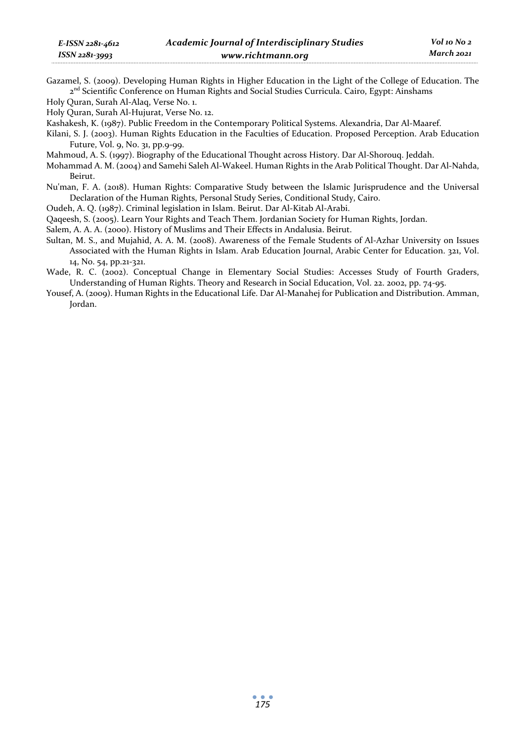Gazamel, S. (2009). Developing Human Rights in Higher Education in the Light of the College of Education. The 2nd Scientific Conference on Human Rights and Social Studies Curricula. Cairo, Egypt: Ainshams

Holy Quran, Surah Al-Alaq, Verse No. 1.

Holy Quran, Surah Al-Hujurat, Verse No. 12.

Kashakesh, K. (1987). Public Freedom in the Contemporary Political Systems. Alexandria, Dar Al-Maaref.

Kilani, S. J. (2003). Human Rights Education in the Faculties of Education. Proposed Perception. Arab Education Future, Vol. 9, No. 31, pp.9-99.

Mahmoud, A. S. (1997). Biography of the Educational Thought across History. Dar Al-Shorouq. Jeddah.

Mohammad A. M. (2004) and Samehi Saleh Al-Wakeel. Human Rights in the Arab Political Thought. Dar Al-Nahda, Beirut.

Nu'man, F. A. (2018). Human Rights: Comparative Study between the Islamic Jurisprudence and the Universal Declaration of the Human Rights, Personal Study Series, Conditional Study, Cairo.

Oudeh, A. Q. (1987). Criminal legislation in Islam. Beirut. Dar Al-Kitab Al-Arabi.

Qaqeesh, S. (2005). Learn Your Rights and Teach Them. Jordanian Society for Human Rights, Jordan.

Salem, A. A. A. (2000). History of Muslims and Their Effects in Andalusia. Beirut.

Sultan, M. S., and Mujahid, A. A. M. (2008). Awareness of the Female Students of Al-Azhar University on Issues Associated with the Human Rights in Islam. Arab Education Journal, Arabic Center for Education. 321, Vol. 14, No. 54, pp.21-321.

Wade, R. C. (2002). Conceptual Change in Elementary Social Studies: Accesses Study of Fourth Graders, Understanding of Human Rights. Theory and Research in Social Education, Vol. 22. 2002, pp. 74-95.

Yousef, A. (2009). Human Rights in the Educational Life. Dar Al-Manahej for Publication and Distribution. Amman, Jordan.